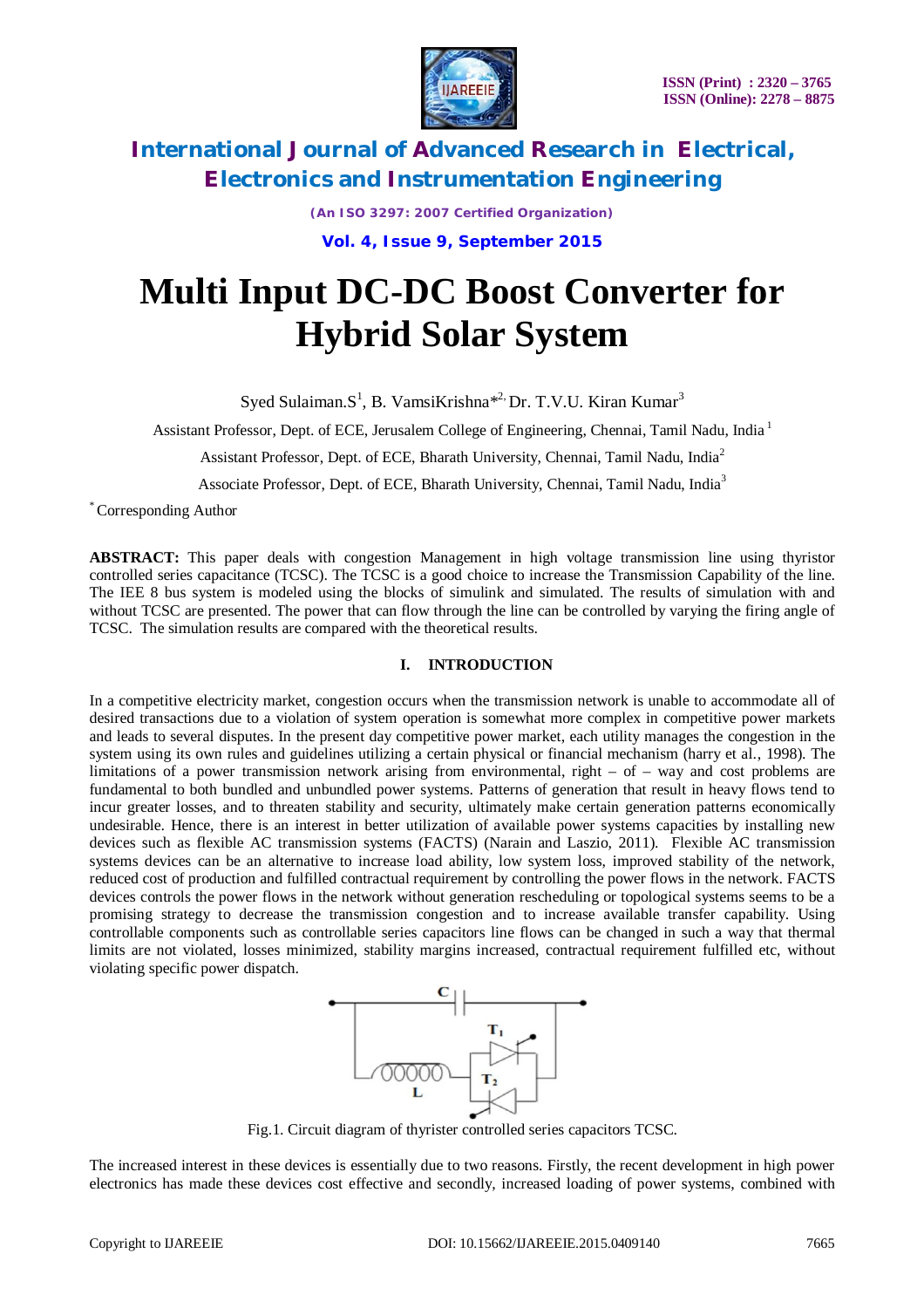# Multi Input DC-DC Boost Converter for Hybrid Solar System

Syed Sulaiman.S[1], B. VamsiKrishna*[2], Dr. T.V.U. Kiran Kumar[3]

Assistant Professor, Dept. of ECE, Jerusalem College of Engineering, Chennai, Tamil Nadu, India [1]

Assistant Professor, Dept. of ECE, Bharath University, Chennai, Tamil Nadu, India[2]

Associate Professor, Dept. of ECE, Bharath University, Chennai, Tamil Nadu, India[3]

[*] Corresponding Author

**ABSTRACT:** This paper deals with congestion Management in high voltage transmission line using thyristor controlled series capacitance (TCSC). The TCSC is a good choice to increase the Transmission Capability of the line. The IEE 8 bus system is modeled using the blocks of simulink and simulated. The results of simulation with and without TCSC are presented. The power that can flow through the line can be controlled by varying the firing angle of TCSC. The simulation results are compared with the theoretical results.

## I. INTRODUCTION

In a competitive electricity market, congestion occurs when the transmission network is unable to accommodate all of desired transactions due to a violation of system operation is somewhat more complex in competitive power markets and leads to several disputes. In the present day competitive power market, each utility manages the congestion in the system using its own rules and guidelines utilizing a certain physical or financial mechanism (harry et al., 1998). The limitations of a power transmission network arising from environmental, right – of – way and cost problems are fundamental to both bundled and unbundled power systems. Patterns of generation that result in heavy flows tend to incur greater losses, and to threaten stability and security, ultimately make certain generation patterns economically undesirable. Hence, there is an interest in better utilization of available power systems capacities by installing new devices such as flexible AC transmission systems (FACTS) (Narain and Laszio, 2011). Flexible AC transmission systems devices can be an alternative to increase load ability, low system loss, improved stability of the network, reduced cost of production and fulfilled contractual requirement by controlling the power flows in the network. FACTS devices controls the power flows in the network without generation rescheduling or topological systems seems to be a promising strategy to decrease the transmission congestion and to increase available transfer capability. Using controllable components such as controllable series capacitors line flows can be changed in such a way that thermal limits are not violated, losses minimized, stability margins increased, contractual requirement fulfilled etc, without violating specific power dispatch.

Fig.1. Circuit diagram of thyrister controlled series capacitors TCSC.

The increased interest in these devices is essentially due to two reasons. Firstly, the recent development in high power electronics has made these devices cost effective and secondly, increased loading of power systems, combined with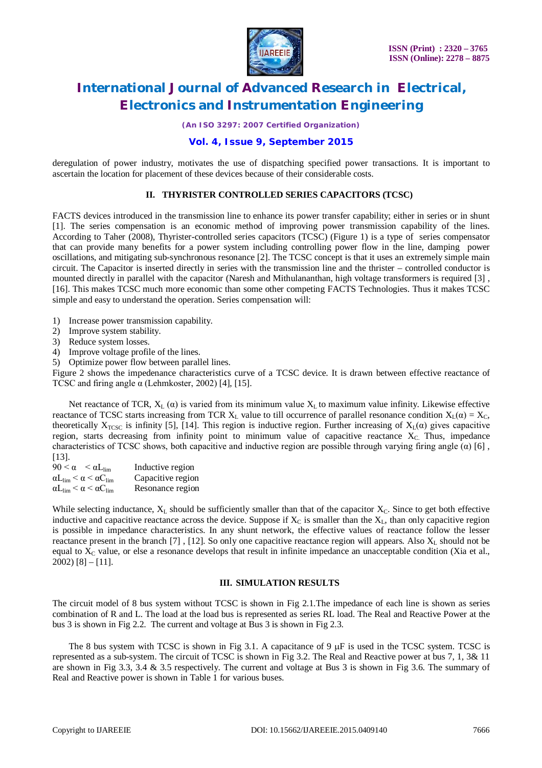deregulation of power industry, motivates the use of dispatching specified power transactions. It is important to ascertain the location for placement of these devices because of their considerable costs.

## II. THYRISTER CONTROLLED SERIES CAPACITORS (TCSC)

FACTS devices introduced in the transmission line to enhance its power transfer capability; either in series or in shunt [1]. The series compensation is an economic method of improving power transmission capability of the lines. According to Taher (2008), Thyrister-controlled series capacitors (TCSC) (Figure 1) is a type of series compensator that can provide many benefits for a power system including controlling power flow in the line, damping power oscillations, and mitigating sub-synchronous resonance [2]. The TCSC concept is that it uses an extremely simple main circuit. The Capacitor is inserted directly in series with the transmission line and the thrister – controlled conductor is mounted directly in parallel with the capacitor (Naresh and Mithulananthan, high voltage transformers is required [3] , [16]. This makes TCSC much more economic than some other competing FACTS Technologies. Thus it makes TCSC simple and easy to understand the operation. Series compensation will:

1) Increase power transmission capability.
2) Improve system stability.
3) Reduce system losses.
4) Improve voltage profile of the lines.
5) Optimize power flow between parallel lines.

Figure 2 shows the impedenance characteristics curve of a TCSC device. It is drawn between effective reactance of TCSC and firing angle α (Lehmkoster, 2002) [4], [15].

Net reactance of TCR, $X_L$ (α) is varied from its minimum value $X_L$ to maximum value infinity. Likewise effective reactance of TCSC starts increasing from TCR $X_L$ value to till occurrence of parallel resonance condition $X_L(\alpha) = X_C$, theoretically $X_{TCSC}$ is infinity [5], [14]. This region is inductive region. Further increasing of $X_L(\alpha)$ gives capacitive region, starts decreasing from infinity point to minimum value of capacitive reactance $X_C$. Thus, impedance characteristics of TCSC shows, both capacitive and inductive region are possible through varying firing angle (α) [6] , [13].

$90 < \alpha < \alpha L_{lim}$ Inductive region
$\alpha L_{lim} < \alpha < \alpha C_{lim}$ Capacitive region
$\alpha L_{lim} < \alpha < \alpha C_{lim}$ Resonance region

While selecting inductance, $X_L$ should be sufficiently smaller than that of the capacitor $X_C$. Since to get both effective inductive and capacitive reactance across the device. Suppose if $X_C$ is smaller than the $X_L$, than only capacitive region is possible in impedance characteristics. In any shunt network, the effective values of reactance follow the lesser reactance present in the branch [7] , [12]. So only one capacitive reactance region will appears. Also $X_L$ should not be equal to $X_C$ value, or else a resonance develops that result in infinite impedance an unacceptable condition (Xia et al., 2002) [8] – [11].

## III. SIMULATION RESULTS

The circuit model of 8 bus system without TCSC is shown in Fig 2.1.The impedance of each line is shown as series combination of R and L. The load at the load bus is represented as series RL load. The Real and Reactive Power at the bus 3 is shown in Fig 2.2. The current and voltage at Bus 3 is shown in Fig 2.3.

The 8 bus system with TCSC is shown in Fig 3.1. A capacitance of 9 μF is used in the TCSC system. TCSC is represented as a sub-system. The circuit of TCSC is shown in Fig 3.2. The Real and Reactive power at bus 7, 1, 3& 11 are shown in Fig 3.3, 3.4 & 3.5 respectively. The current and voltage at Bus 3 is shown in Fig 3.6. The summary of Real and Reactive power is shown in Table 1 for various buses.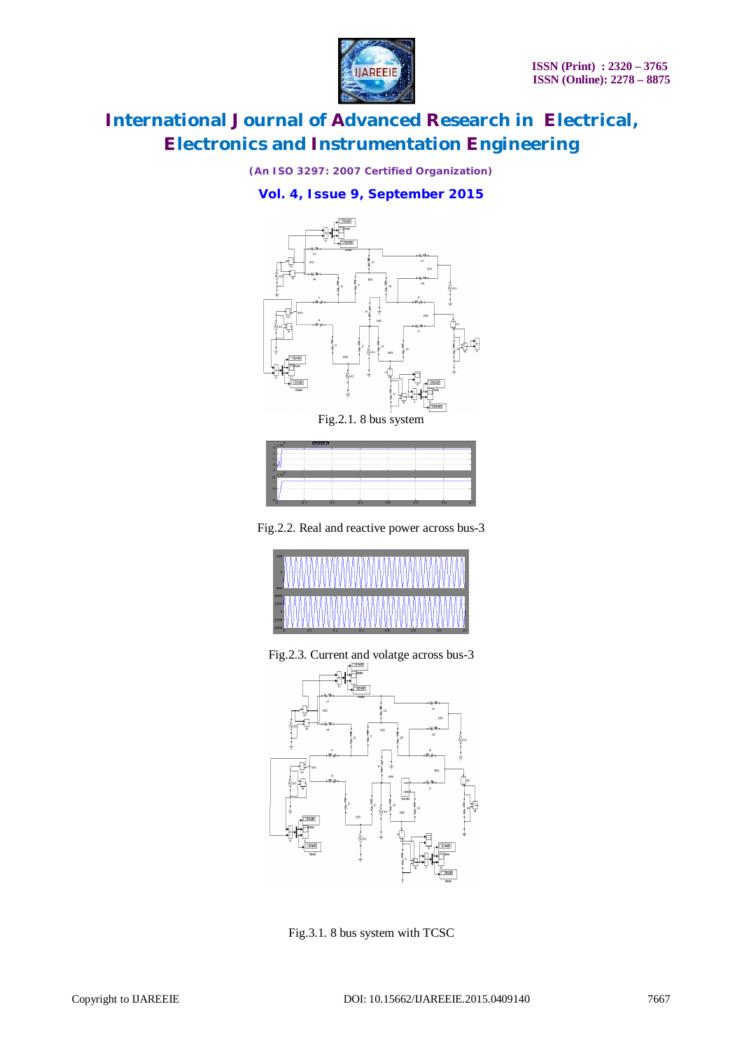Fig.2.1. 8 bus system

Fig.2.2. Real and reactive power across bus-3

Fig.2.3. Current and volatge across bus-3

Fig.3.1. 8 bus system with TCSC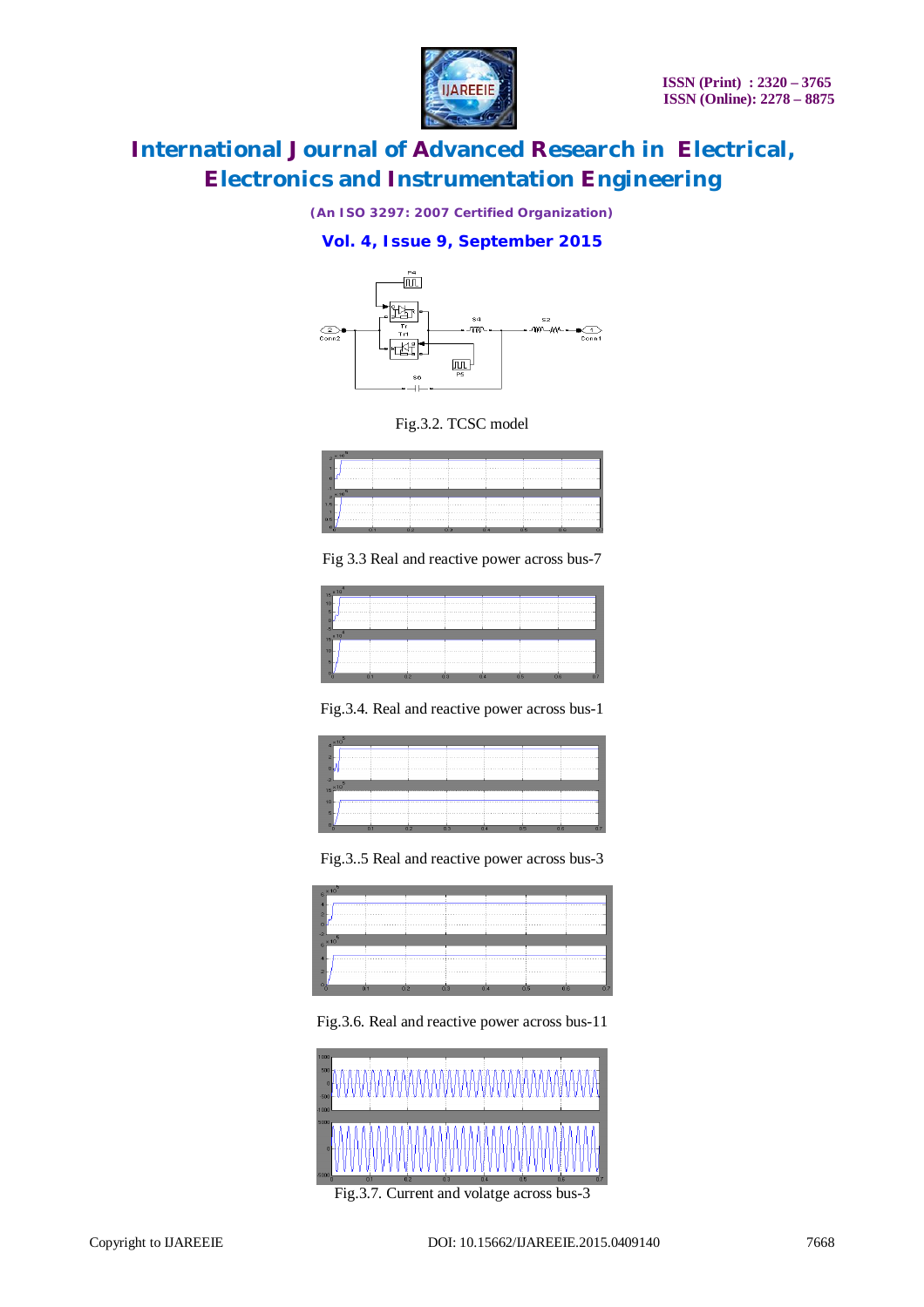Fig.3.2. TCSC model

Fig 3.3 Real and reactive power across bus-7

Fig.3.4. Real and reactive power across bus-1

Fig.3..5 Real and reactive power across bus-3

Fig.3.6. Real and reactive power across bus-11

Fig.3.7. Current and volatge across bus-3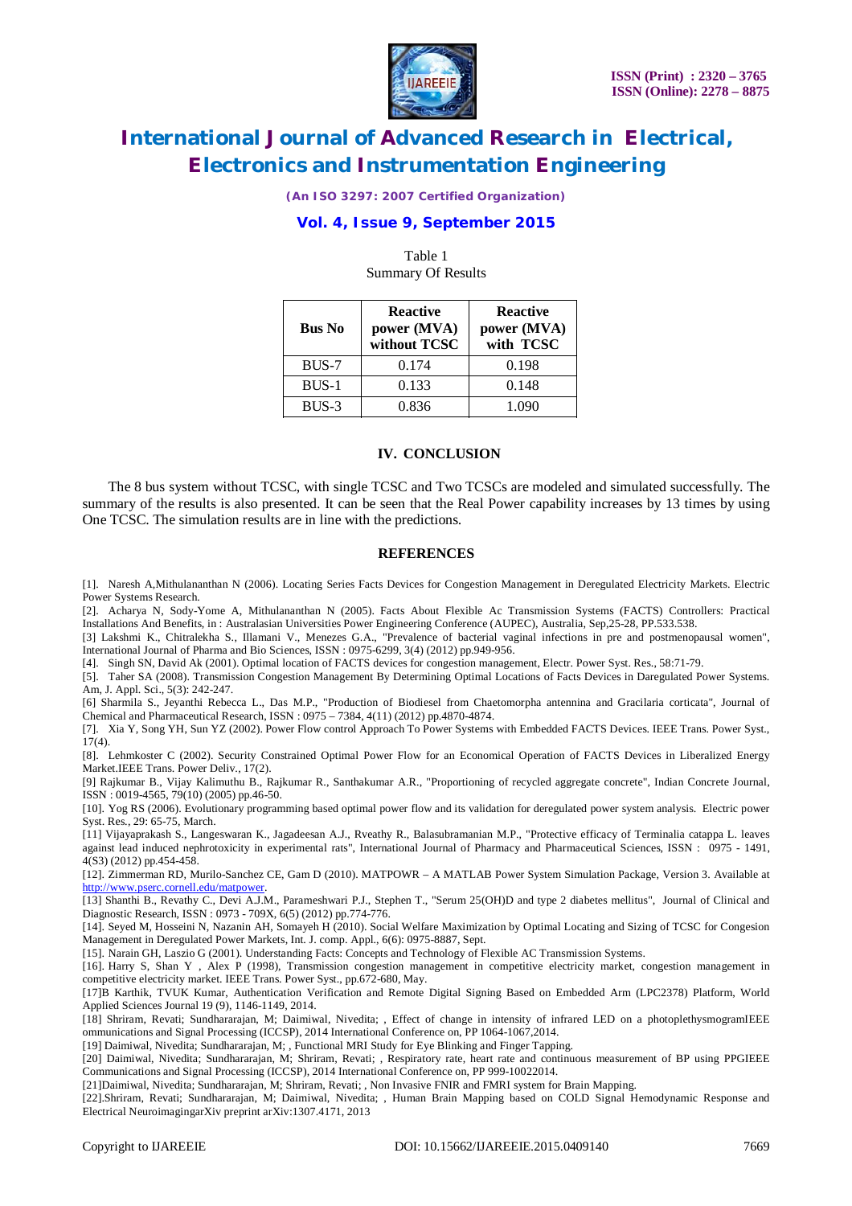Table 1
Summary Of Results

| Bus No | Reactive power (MVA) without TCSC | Reactive power (MVA) with TCSC |
|---|---|---|
| BUS-7 | 0.174 | 0.198 |
| BUS-1 | 0.133 | 0.148 |
| BUS-3 | 0.836 | 1.090 |

## IV. CONCLUSION

The 8 bus system without TCSC, with single TCSC and Two TCSCs are modeled and simulated successfully. The summary of the results is also presented. It can be seen that the Real Power capability increases by 13 times by using One TCSC. The simulation results are in line with the predictions.

## REFERENCES

[1]. Naresh A,Mithulananthan N (2006). Locating Series Facts Devices for Congestion Management in Deregulated Electricity Markets. Electric Power Systems Research.

[2]. Acharya N, Sody-Yome A, Mithulananthan N (2005). Facts About Flexible Ac Transmission Systems (FACTS) Controllers: Practical Installations And Benefits, in : Australasian Universities Power Engineering Conference (AUPEC), Australia, Sep,25-28, PP.533.538.

[3] Lakshmi K., Chitralekha S., Illamani V., Menezes G.A., "Prevalence of bacterial vaginal infections in pre and postmenopausal women", International Journal of Pharma and Bio Sciences, ISSN : 0975-6299, 3(4) (2012) pp.949-956.

[4]. Singh SN, David Ak (2001). Optimal location of FACTS devices for congestion management, Electr. Power Syst. Res., 58:71-79.

[5]. Taher SA (2008). Transmission Congestion Management By Determining Optimal Locations of Facts Devices in Daregulated Power Systems. Am, J. Appl. Sci., 5(3): 242-247.

[6] Sharmila S., Jeyanthi Rebecca L., Das M.P., "Production of Biodiesel from Chaetomorpha antennina and Gracilaria corticata", Journal of Chemical and Pharmaceutical Research, ISSN : 0975 – 7384, 4(11) (2012) pp.4870-4874.

[7]. Xia Y, Song YH, Sun YZ (2002). Power Flow control Approach To Power Systems with Embedded FACTS Devices. IEEE Trans. Power Syst., 17(4).

[8]. Lehmkoster C (2002). Security Constrained Optimal Power Flow for an Economical Operation of FACTS Devices in Liberalized Energy Market.IEEE Trans. Power Deliv., 17(2).

[9] Rajkumar B., Vijay Kalimuthu B., Rajkumar R., Santhakumar A.R., "Proportioning of recycled aggregate concrete", Indian Concrete Journal, ISSN : 0019-4565, 79(10) (2005) pp.46-50.

[10]. Yog RS (2006). Evolutionary programming based optimal power flow and its validation for deregulated power system analysis. Electric power Syst. Res., 29: 65-75, March.

[11] Vijayaprakash S., Langeswaran K., Jagadeesan A.J., Rveathy R., Balasubramanian M.P., "Protective efficacy of Terminalia catappa L. leaves against lead induced nephrotoxicity in experimental rats", International Journal of Pharmacy and Pharmaceutical Sciences, ISSN : 0975 - 1491, 4(S3) (2012) pp.454-458.

[12]. Zimmerman RD, Murilo-Sanchez CE, Gam D (2010). MATPOWR – A MATLAB Power System Simulation Package, Version 3. Available at http://www.pserc.cornell.edu/matpower.

[13] Shanthi B., Revathy C., Devi A.J.M., Parameshwari P.J., Stephen T., "Serum 25(OH)D and type 2 diabetes mellitus", Journal of Clinical and Diagnostic Research, ISSN : 0973 - 709X, 6(5) (2012) pp.774-776.

[14]. Seyed M, Hosseini N, Nazanin AH, Somayeh H (2010). Social Welfare Maximization by Optimal Locating and Sizing of TCSC for Congesion Management in Deregulated Power Markets, Int. J. comp. Appl., 6(6): 0975-8887, Sept.

[15]. Narain GH, Laszio G (2001). Understanding Facts: Concepts and Technology of Flexible AC Transmission Systems.

[16]. Harry S, Shan Y , Alex P (1998), Transmission congestion management in competitive electricity market, congestion management in competitive electricity market. IEEE Trans. Power Syst., pp.672-680, May.

[17]B Karthik, TVUK Kumar, Authentication Verification and Remote Digital Signing Based on Embedded Arm (LPC2378) Platform, World Applied Sciences Journal 19 (9), 1146-1149, 2014.

[18] Shriram, Revati; Sundhararajan, M; Daimiwal, Nivedita; , Effect of change in intensity of infrared LED on a photoplethysmogramIEEE ommunications and Signal Processing (ICCSP), 2014 International Conference on, PP 1064-1067,2014.

[19] Daimiwal, Nivedita; Sundhararajan, M; , Functional MRI Study for Eye Blinking and Finger Tapping.

[20] Daimiwal, Nivedita; Sundhararajan, M; Shriram, Revati; , Respiratory rate, heart rate and continuous measurement of BP using PPGIEEE Communications and Signal Processing (ICCSP), 2014 International Conference on, PP 999-10022014.

[21]Daimiwal, Nivedita; Sundhararajan, M; Shriram, Revati; , Non Invasive FNIR and FMRI system for Brain Mapping.

[22].Shriram, Revati; Sundhararajan, M; Daimiwal, Nivedita; , Human Brain Mapping based on COLD Signal Hemodynamic Response and Electrical NeuroimagingarXiv preprint arXiv:1307.4171, 2013